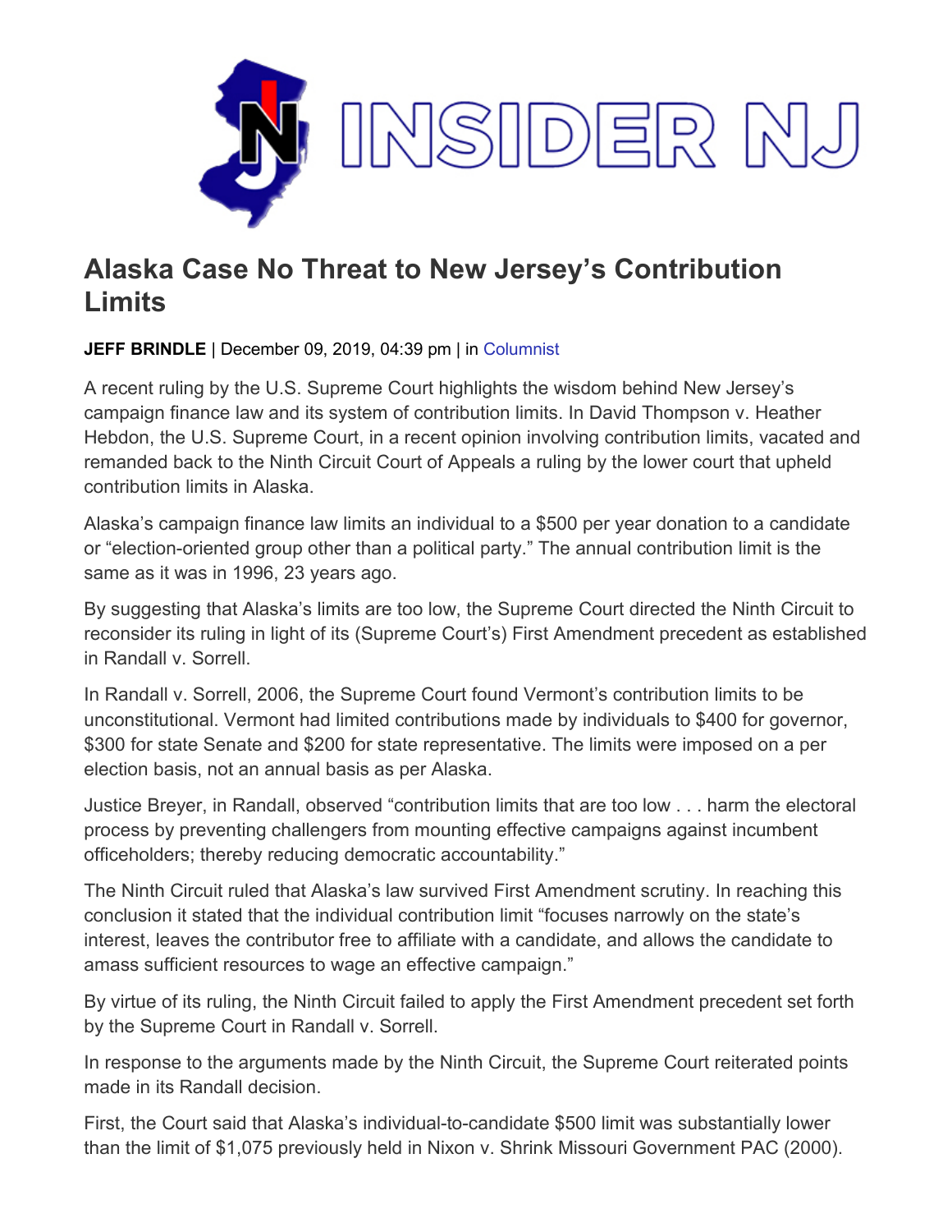# Alaska Case No Threat to New Jersey's Contribution Limits

**JEFF BRINDLE** | December 09, 2019, 04:39 pm | in Columnist

A recent ruling by the U.S. Supreme Court highlights the wisdom behind New Jersey's campaign finance law and its system of contribution limits. In David Thompson v. Heather Hebdon, the U.S. Supreme Court, in a recent opinion involving contribution limits, vacated and remanded back to the Ninth Circuit Court of Appeals a ruling by the lower court that upheld contribution limits in Alaska.

Alaska's campaign finance law limits an individual to a $500 per year donation to a candidate or "election-oriented group other than a political party." The annual contribution limit is the same as it was in 1996, 23 years ago.

By suggesting that Alaska's limits are too low, the Supreme Court directed the Ninth Circuit to reconsider its ruling in light of its (Supreme Court's) First Amendment precedent as established in Randall v. Sorrell.

In Randall v. Sorrell, 2006, the Supreme Court found Vermont's contribution limits to be unconstitutional. Vermont had limited contributions made by individuals to $400 for governor, $300 for state Senate and $200 for state representative. The limits were imposed on a per election basis, not an annual basis as per Alaska.

Justice Breyer, in Randall, observed "contribution limits that are too low . . . harm the electoral process by preventing challengers from mounting effective campaigns against incumbent officeholders; thereby reducing democratic accountability."

The Ninth Circuit ruled that Alaska's law survived First Amendment scrutiny. In reaching this conclusion it stated that the individual contribution limit "focuses narrowly on the state's interest, leaves the contributor free to affiliate with a candidate, and allows the candidate to amass sufficient resources to wage an effective campaign."

By virtue of its ruling, the Ninth Circuit failed to apply the First Amendment precedent set forth by the Supreme Court in Randall v. Sorrell.

In response to the arguments made by the Ninth Circuit, the Supreme Court reiterated points made in its Randall decision.

First, the Court said that Alaska's individual-to-candidate $500 limit was substantially lower than the limit of $1,075 previously held in Nixon v. Shrink Missouri Government PAC (2000).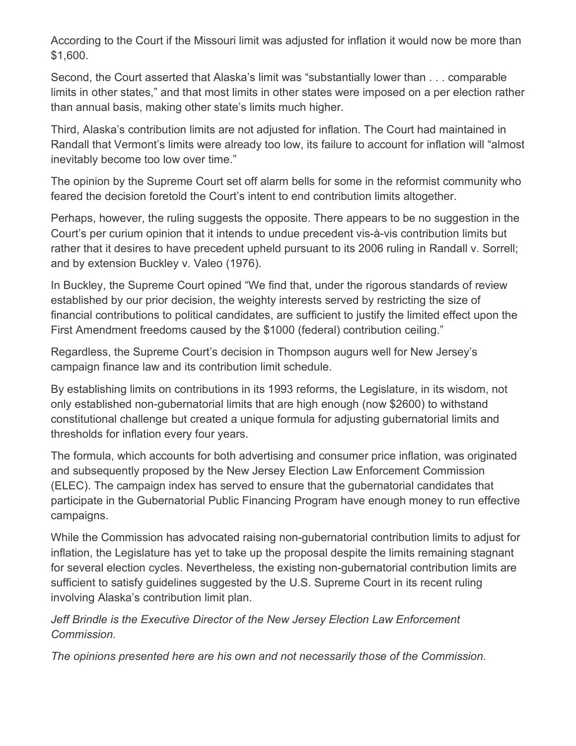According to the Court if the Missouri limit was adjusted for inflation it would now be more than $1,600.

Second, the Court asserted that Alaska's limit was "substantially lower than . . . comparable limits in other states," and that most limits in other states were imposed on a per election rather than annual basis, making other state's limits much higher.

Third, Alaska's contribution limits are not adjusted for inflation. The Court had maintained in Randall that Vermont's limits were already too low, its failure to account for inflation will "almost inevitably become too low over time."

The opinion by the Supreme Court set off alarm bells for some in the reformist community who feared the decision foretold the Court's intent to end contribution limits altogether.

Perhaps, however, the ruling suggests the opposite. There appears to be no suggestion in the Court's per curium opinion that it intends to undue precedent vis-à-vis contribution limits but rather that it desires to have precedent upheld pursuant to its 2006 ruling in Randall v. Sorrell; and by extension Buckley v. Valeo (1976).

In Buckley, the Supreme Court opined "We find that, under the rigorous standards of review established by our prior decision, the weighty interests served by restricting the size of financial contributions to political candidates, are sufficient to justify the limited effect upon the First Amendment freedoms caused by the $1000 (federal) contribution ceiling."

Regardless, the Supreme Court's decision in Thompson augurs well for New Jersey's campaign finance law and its contribution limit schedule.

By establishing limits on contributions in its 1993 reforms, the Legislature, in its wisdom, not only established non-gubernatorial limits that are high enough (now $2600) to withstand constitutional challenge but created a unique formula for adjusting gubernatorial limits and thresholds for inflation every four years.

The formula, which accounts for both advertising and consumer price inflation, was originated and subsequently proposed by the New Jersey Election Law Enforcement Commission (ELEC). The campaign index has served to ensure that the gubernatorial candidates that participate in the Gubernatorial Public Financing Program have enough money to run effective campaigns.

While the Commission has advocated raising non-gubernatorial contribution limits to adjust for inflation, the Legislature has yet to take up the proposal despite the limits remaining stagnant for several election cycles. Nevertheless, the existing non-gubernatorial contribution limits are sufficient to satisfy guidelines suggested by the U.S. Supreme Court in its recent ruling involving Alaska's contribution limit plan.

*Jeff Brindle is the Executive Director of the New Jersey Election Law Enforcement Commission.*

*The opinions presented here are his own and not necessarily those of the Commission.*